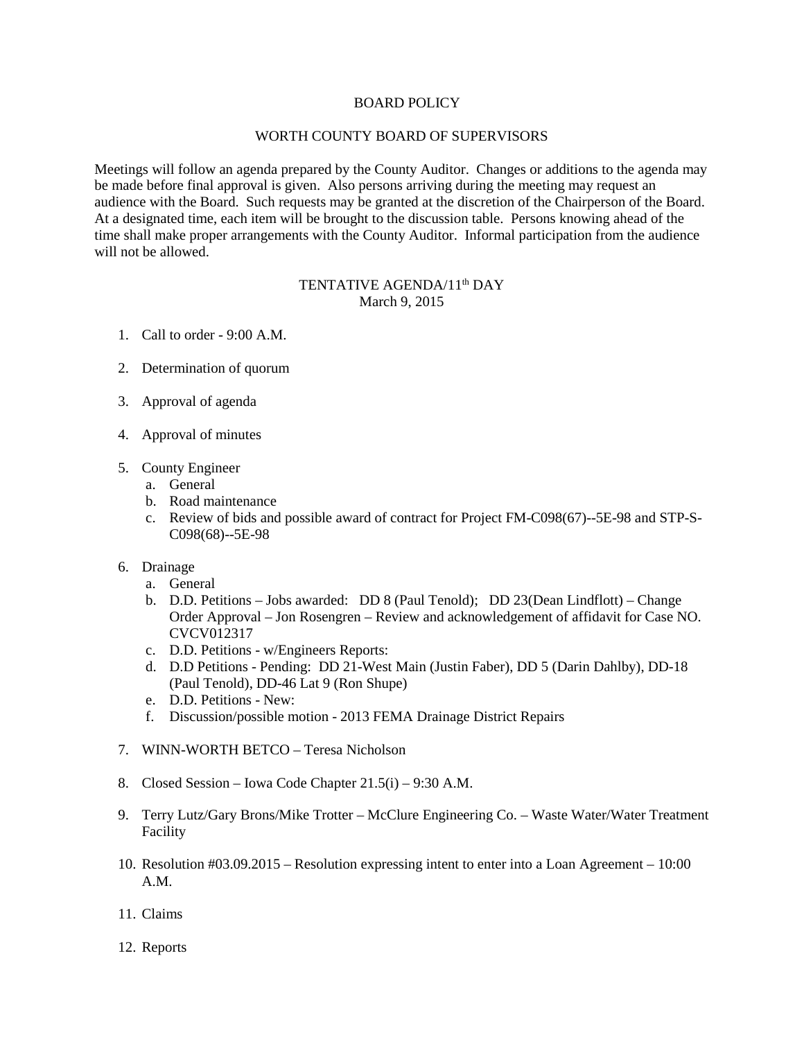# BOARD POLICY

## WORTH COUNTY BOARD OF SUPERVISORS

Meetings will follow an agenda prepared by the County Auditor. Changes or additions to the agenda may be made before final approval is given. Also persons arriving during the meeting may request an audience with the Board. Such requests may be granted at the discretion of the Chairperson of the Board. At a designated time, each item will be brought to the discussion table. Persons knowing ahead of the time shall make proper arrangements with the County Auditor. Informal participation from the audience will not be allowed.

### TENTATIVE AGENDA/11th DAY
March 9, 2015

1. Call to order - 9:00 A.M.

2. Determination of quorum

3. Approval of agenda

4. Approval of minutes

5. County Engineer
   a. General
   b. Road maintenance
   c. Review of bids and possible award of contract for Project FM-C098(67)--5E-98 and STP-S-C098(68)--5E-98

6. Drainage
   a. General
   b. D.D. Petitions – Jobs awarded: DD 8 (Paul Tenold); DD 23(Dean Lindflott) – Change Order Approval – Jon Rosengren – Review and acknowledgement of affidavit for Case NO. CVCV012317
   c. D.D. Petitions - w/Engineers Reports:
   d. D.D Petitions - Pending: DD 21-West Main (Justin Faber), DD 5 (Darin Dahlby), DD-18 (Paul Tenold), DD-46 Lat 9 (Ron Shupe)
   e. D.D. Petitions - New:
   f. Discussion/possible motion - 2013 FEMA Drainage District Repairs

7. WINN-WORTH BETCO – Teresa Nicholson

8. Closed Session – Iowa Code Chapter 21.5(i) – 9:30 A.M.

9. Terry Lutz/Gary Brons/Mike Trotter – McClure Engineering Co. – Waste Water/Water Treatment Facility

10. Resolution #03.09.2015 – Resolution expressing intent to enter into a Loan Agreement – 10:00 A.M.

11. Claims

12. Reports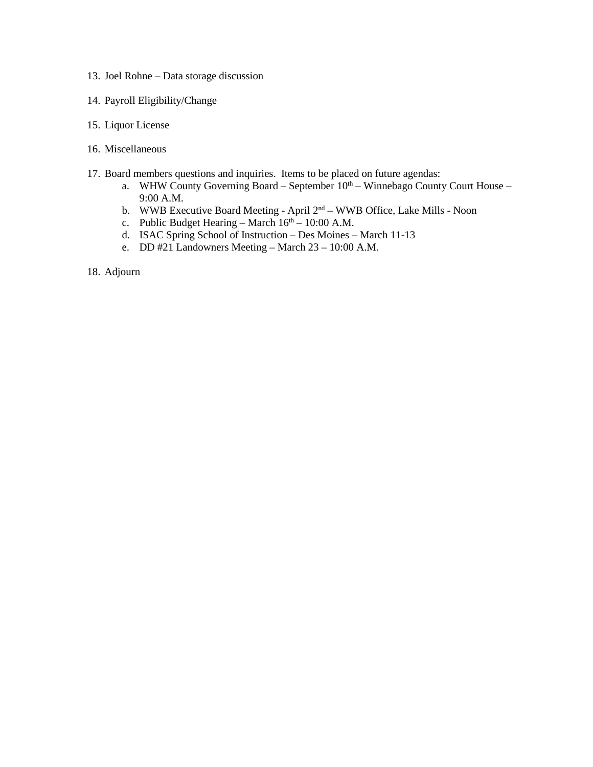13. Joel Rohne – Data storage discussion

14. Payroll Eligibility/Change

15. Liquor License

16. Miscellaneous

17. Board members questions and inquiries. Items to be placed on future agendas:
    a. WHW County Governing Board – September 10th – Winnebago County Court House – 9:00 A.M.
    b. WWB Executive Board Meeting - April 2nd – WWB Office, Lake Mills - Noon
    c. Public Budget Hearing – March 16th – 10:00 A.M.
    d. ISAC Spring School of Instruction – Des Moines – March 11-13
    e. DD #21 Landowners Meeting – March 23 – 10:00 A.M.

18. Adjourn